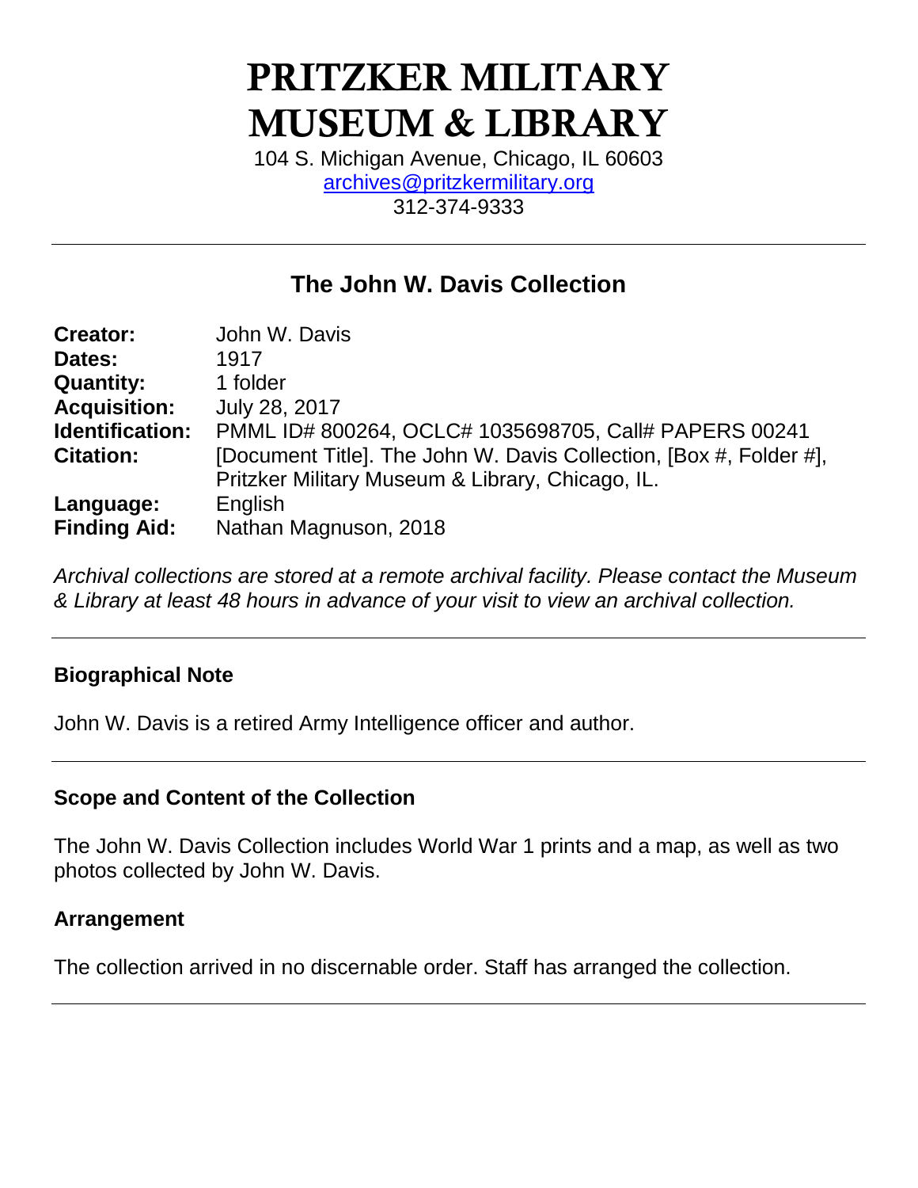# PRITZKER MILITARY MUSEUM & LIBRARY

104 S. Michigan Avenue, Chicago, IL 60603
archives@pritzkermilitary.org
312-374-9333

---

## The John W. Davis Collection

| | |
|---|---|
| **Creator:** | John W. Davis |
| **Dates:** | 1917 |
| **Quantity:** | 1 folder |
| **Acquisition:** | July 28, 2017 |
| **Identification:** | PMML ID# 800264, OCLC# 1035698705, Call# PAPERS 00241 |
| **Citation:** | [Document Title]. The John W. Davis Collection, [Box #, Folder #], Pritzker Military Museum & Library, Chicago, IL. |
| **Language:** | English |
| **Finding Aid:** | Nathan Magnuson, 2018 |

*Archival collections are stored at a remote archival facility. Please contact the Museum & Library at least 48 hours in advance of your visit to view an archival collection.*

---

### Biographical Note

John W. Davis is a retired Army Intelligence officer and author.

---

### Scope and Content of the Collection

The John W. Davis Collection includes World War 1 prints and a map, as well as two photos collected by John W. Davis.

### Arrangement

The collection arrived in no discernable order. Staff has arranged the collection.

---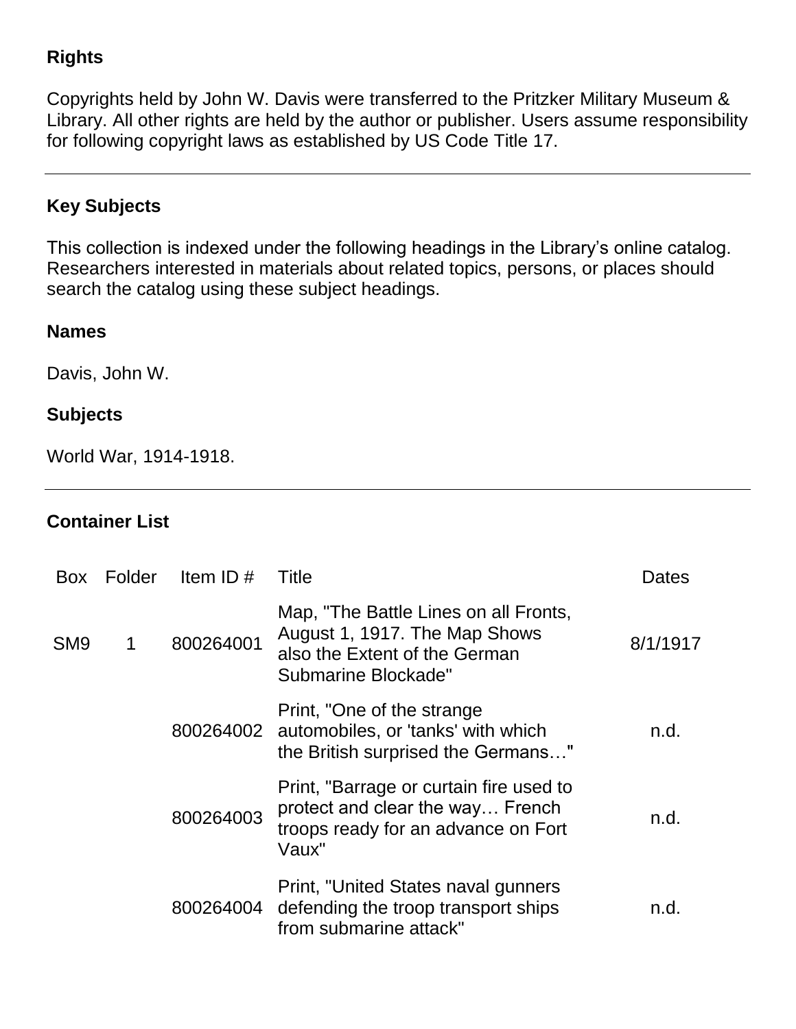## Rights

Copyrights held by John W. Davis were transferred to the Pritzker Military Museum & Library. All other rights are held by the author or publisher. Users assume responsibility for following copyright laws as established by US Code Title 17.

---

## Key Subjects

This collection is indexed under the following headings in the Library's online catalog. Researchers interested in materials about related topics, persons, or places should search the catalog using these subject headings.

### Names

Davis, John W.

### Subjects

World War, 1914-1918.

---

## Container List

| Box | Folder | Item ID # | Title | Dates |
|---|---|---|---|---|
| SM9 | 1 | 800264001 | Map, "The Battle Lines on all Fronts, August 1, 1917. The Map Shows also the Extent of the German Submarine Blockade" | 8/1/1917 |
| | | 800264002 | Print, "One of the strange automobiles, or 'tanks' with which the British surprised the Germans…" | n.d. |
| | | 800264003 | Print, "Barrage or curtain fire used to protect and clear the way… French troops ready for an advance on Fort Vaux" | n.d. |
| | | 800264004 | Print, "United States naval gunners defending the troop transport ships from submarine attack" | n.d. |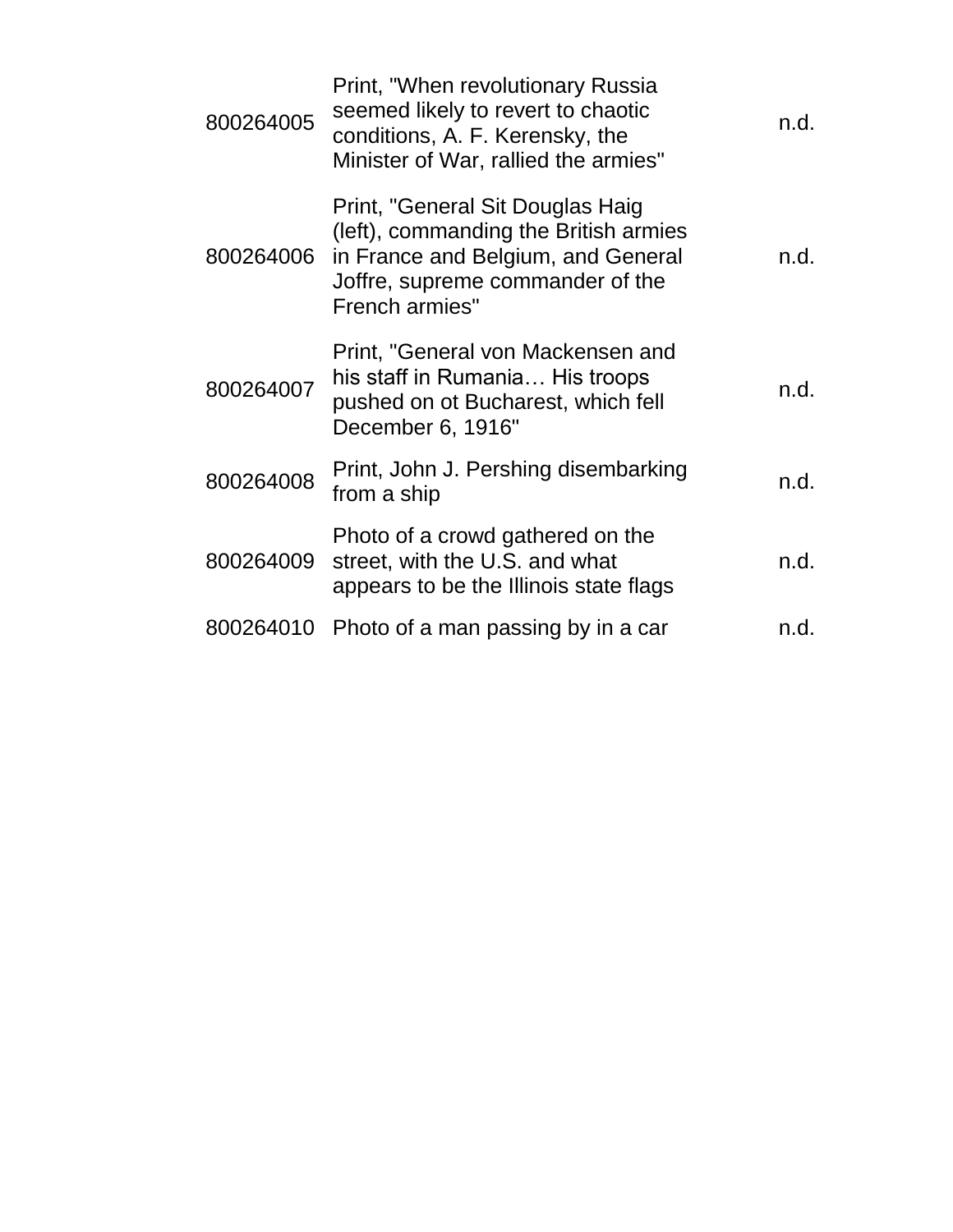| | | |
|---|---|---|
| 800264005 | Print, "When revolutionary Russia seemed likely to revert to chaotic conditions, A. F. Kerensky, the Minister of War, rallied the armies" | n.d. |
| 800264006 | Print, "General Sit Douglas Haig (left), commanding the British armies in France and Belgium, and General Joffre, supreme commander of the French armies" | n.d. |
| 800264007 | Print, "General von Mackensen and his staff in Rumania… His troops pushed on ot Bucharest, which fell December 6, 1916" | n.d. |
| 800264008 | Print, John J. Pershing disembarking from a ship | n.d. |
| 800264009 | Photo of a crowd gathered on the street, with the U.S. and what appears to be the Illinois state flags | n.d. |
| 800264010 | Photo of a man passing by in a car | n.d. |